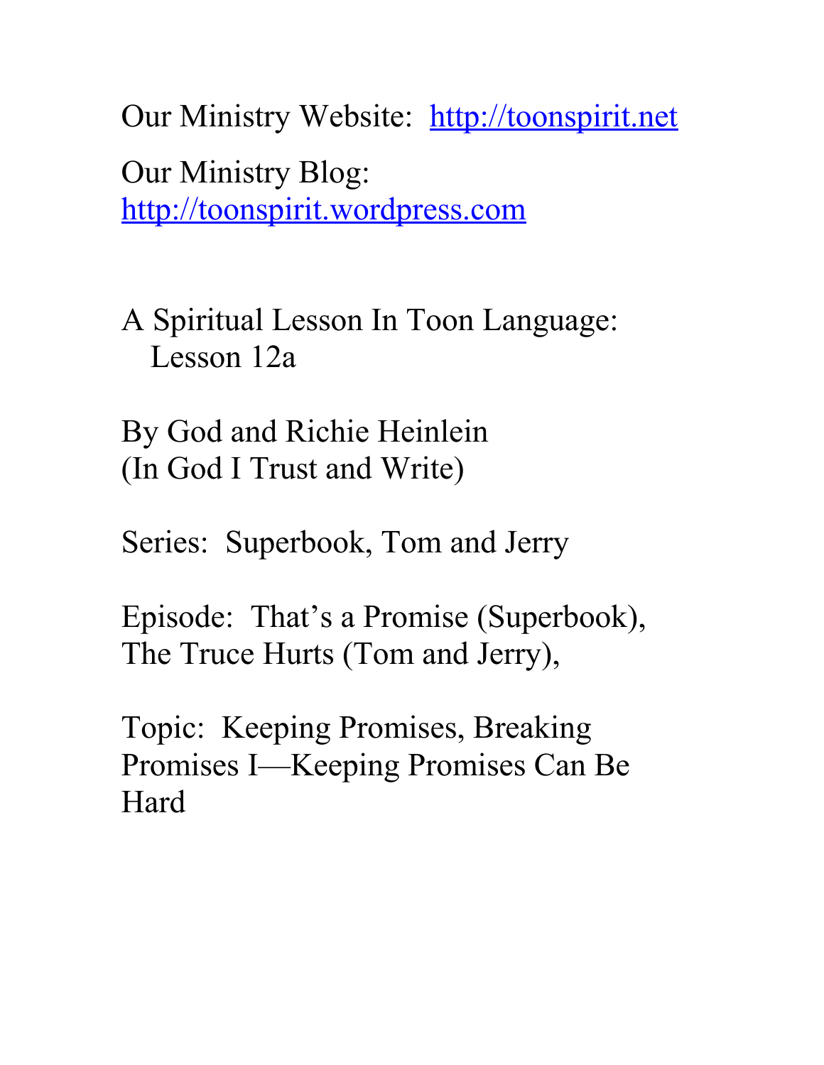Our Ministry Website: [http://toonspirit.net](http://toonspirit.net)

Our Ministry Blog:
[http://toonspirit.wordpress.com](http://toonspirit.wordpress.com)

A Spiritual Lesson In Toon Language:
Lesson 12a

By God and Richie Heinlein
(In God I Trust and Write)

Series: Superbook, Tom and Jerry

Episode: That's a Promise (Superbook), The Truce Hurts (Tom and Jerry),

Topic: Keeping Promises, Breaking Promises I—Keeping Promises Can Be Hard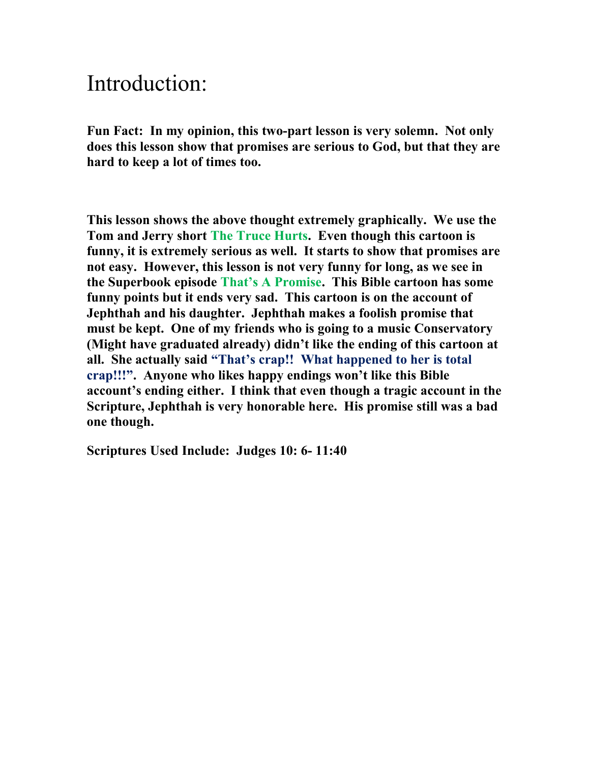# Introduction:

**Fun Fact: In my opinion, this two-part lesson is very solemn. Not only does this lesson show that promises are serious to God, but that they are hard to keep a lot of times too.**

**This lesson shows the above thought extremely graphically. We use the Tom and Jerry short The Truce Hurts. Even though this cartoon is funny, it is extremely serious as well. It starts to show that promises are not easy. However, this lesson is not very funny for long, as we see in the Superbook episode That's A Promise. This Bible cartoon has some funny points but it ends very sad. This cartoon is on the account of Jephthah and his daughter. Jephthah makes a foolish promise that must be kept. One of my friends who is going to a music Conservatory (Might have graduated already) didn't like the ending of this cartoon at all. She actually said "That's crap!! What happened to her is total crap!!!". Anyone who likes happy endings won't like this Bible account's ending either. I think that even though a tragic account in the Scripture, Jephthah is very honorable here. His promise still was a bad one though.**

**Scriptures Used Include: Judges 10: 6- 11:40**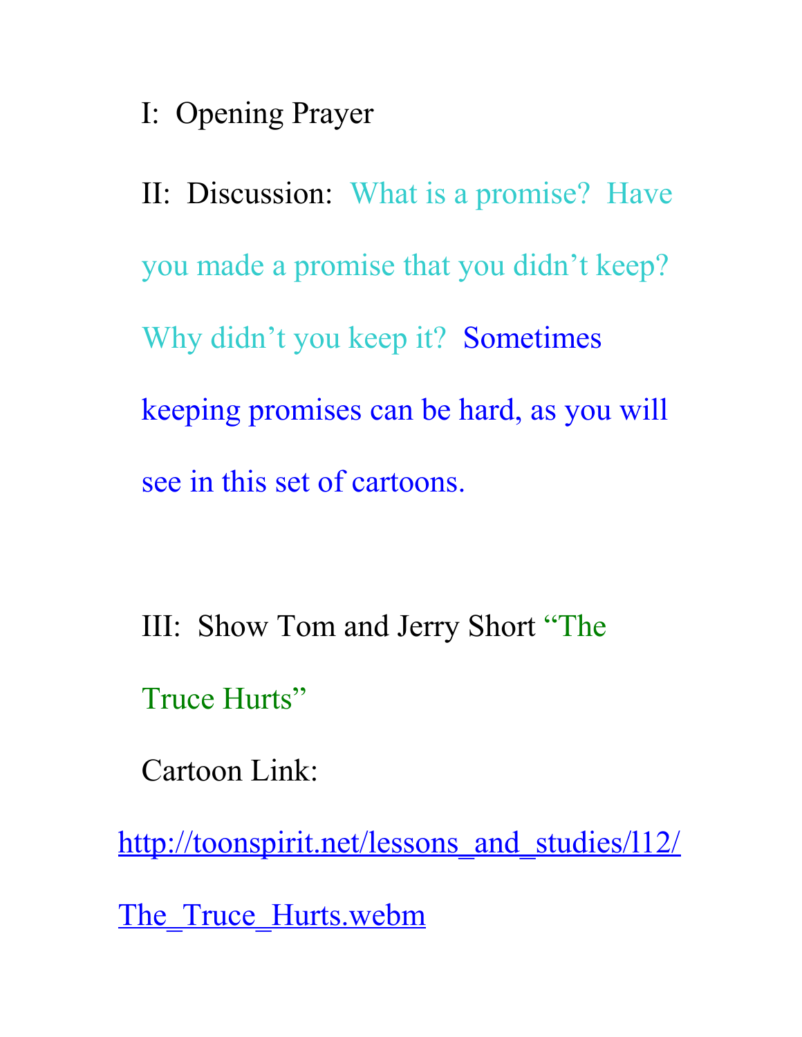I: Opening Prayer

II: Discussion: What is a promise? Have you made a promise that you didn't keep? Why didn't you keep it? Sometimes keeping promises can be hard, as you will see in this set of cartoons.

III: Show Tom and Jerry Short "The Truce Hurts"

Cartoon Link:

http://toonspirit.net/lessons_and_studies/l12/The_Truce_Hurts.webm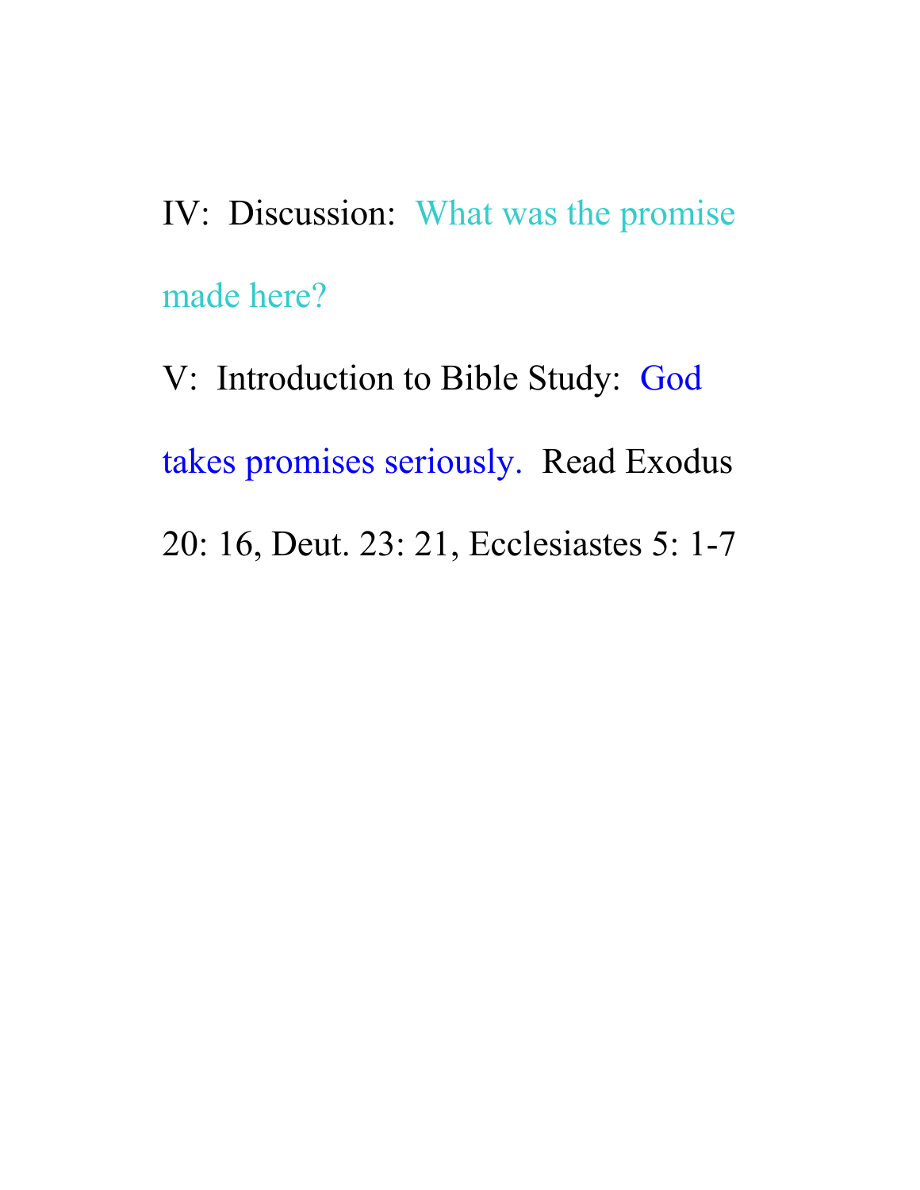IV:  Discussion:  What was the promise made here?

V:  Introduction to Bible Study:  God takes promises seriously.  Read Exodus 20: 16, Deut. 23: 21, Ecclesiastes 5: 1-7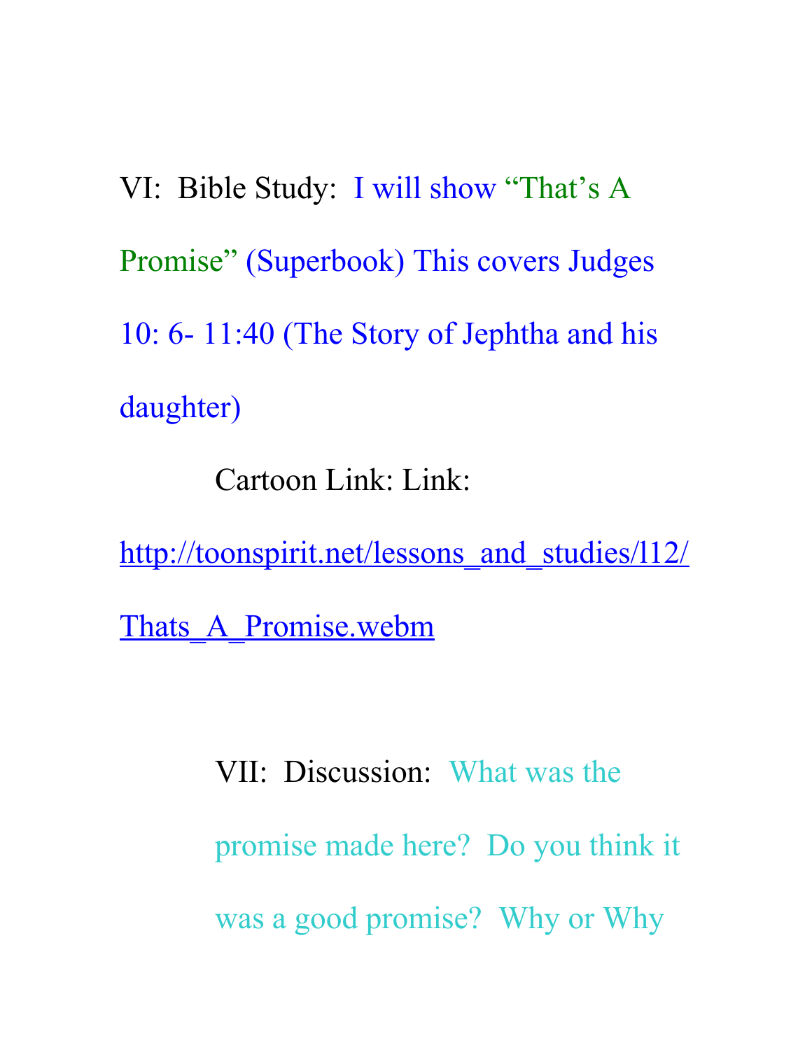VI: Bible Study: I will show "That's A Promise" (Superbook) This covers Judges 10: 6- 11:40 (The Story of Jephtha and his daughter)

Cartoon Link: Link: [http://toonspirit.net/lessons_and_studies/l12/Thats_A_Promise.webm](http://toonspirit.net/lessons_and_studies/l12/Thats_A_Promise.webm)

VII: Discussion: What was the promise made here? Do you think it was a good promise? Why or Why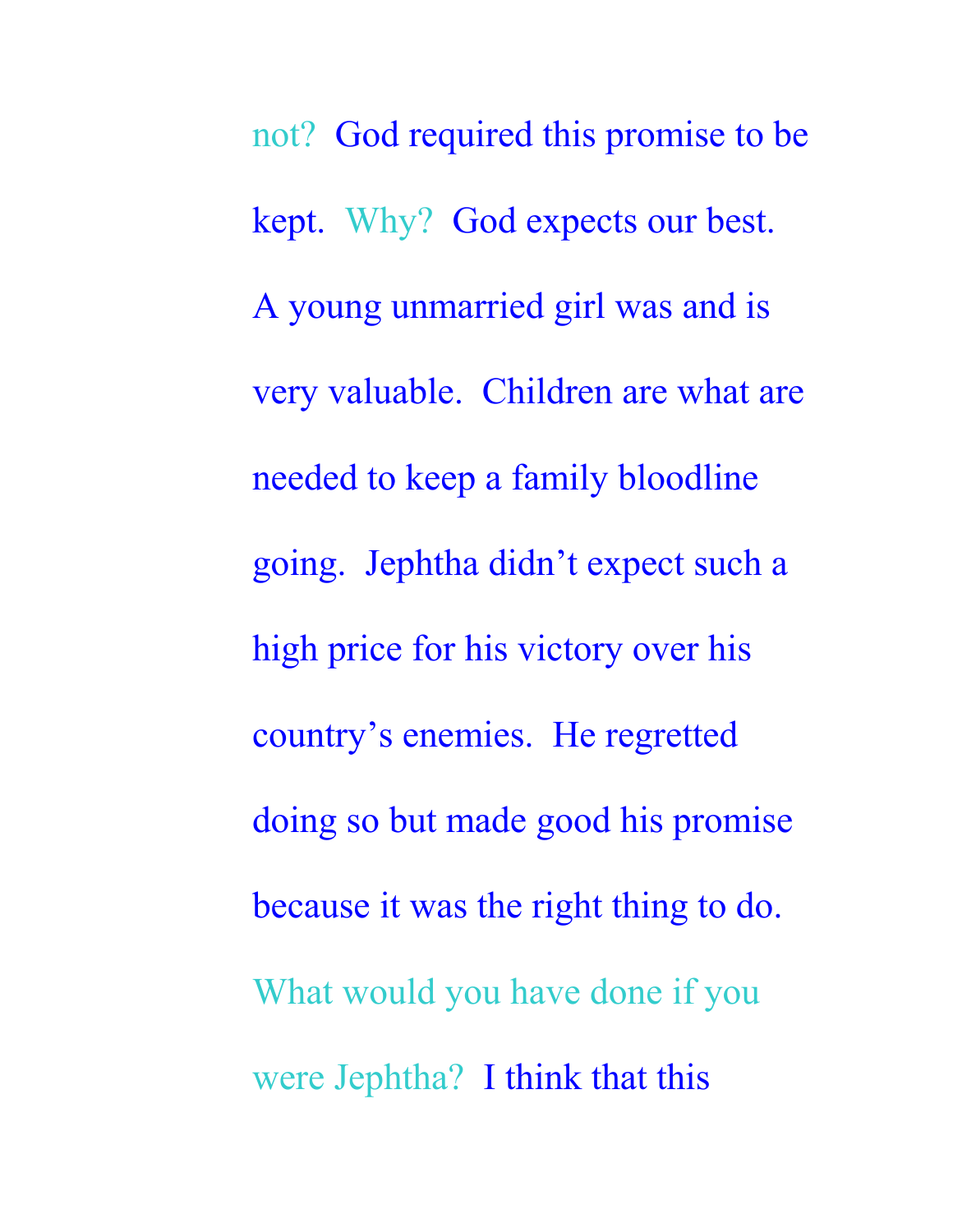not? God required this promise to be kept. Why? God expects our best. A young unmarried girl was and is very valuable. Children are what are needed to keep a family bloodline going. Jephtha didn't expect such a high price for his victory over his country's enemies. He regretted doing so but made good his promise because it was the right thing to do. What would you have done if you were Jephtha? I think that this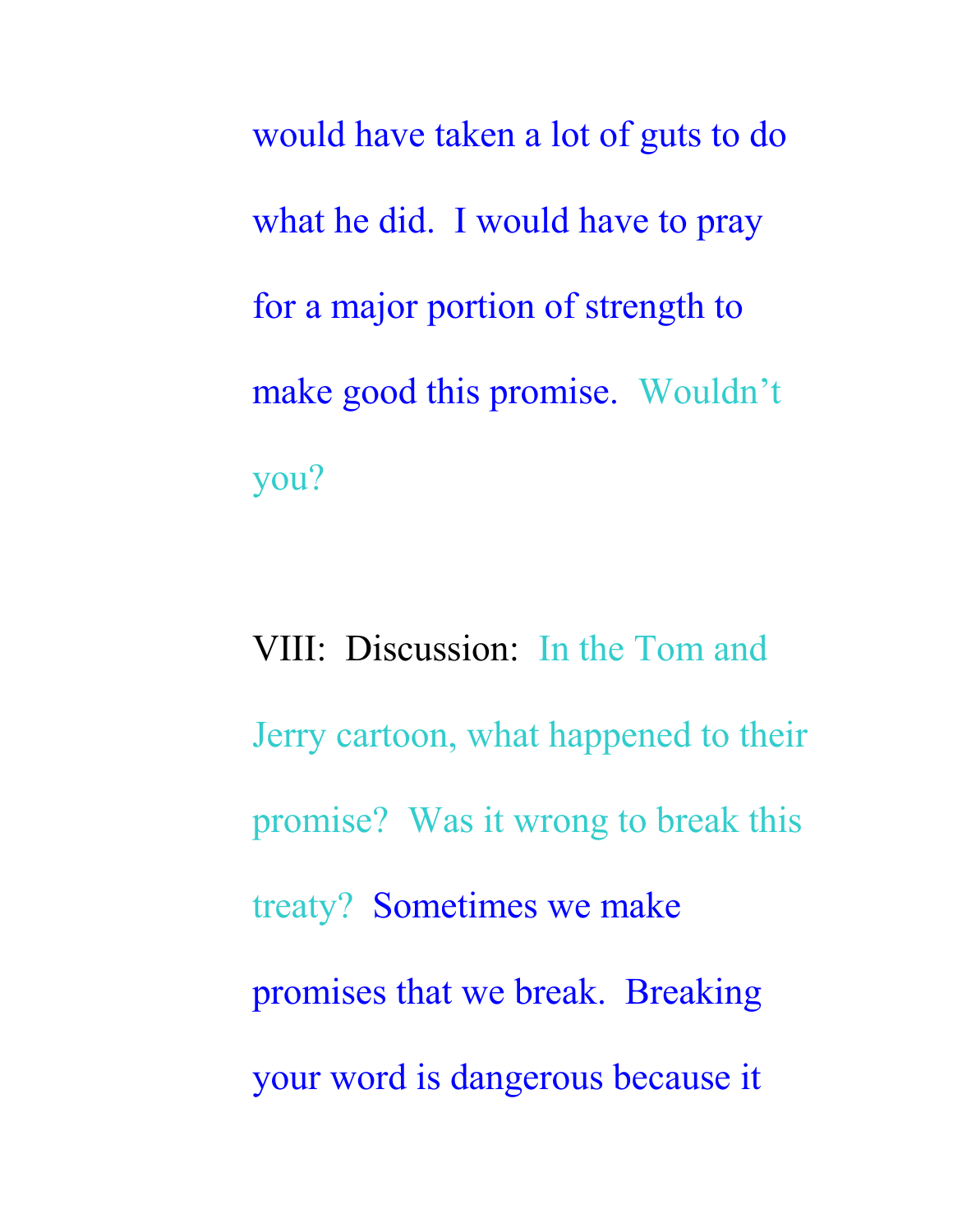would have taken a lot of guts to do what he did. I would have to pray for a major portion of strength to make good this promise. Wouldn't you?

VIII: Discussion: In the Tom and Jerry cartoon, what happened to their promise? Was it wrong to break this treaty? Sometimes we make promises that we break. Breaking your word is dangerous because it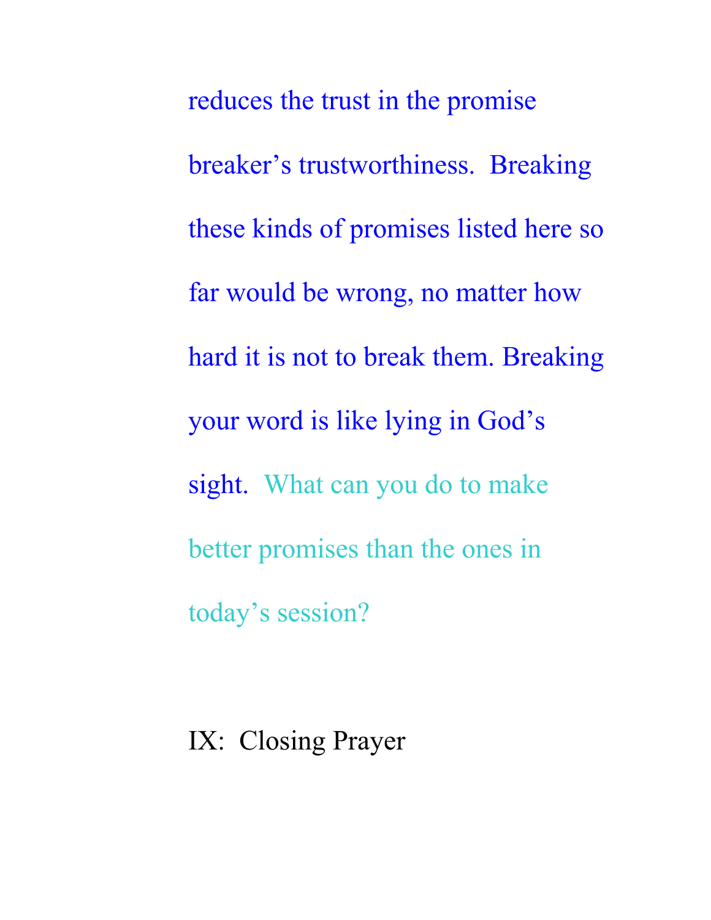reduces the trust in the promise breaker's trustworthiness. Breaking these kinds of promises listed here so far would be wrong, no matter how hard it is not to break them. Breaking your word is like lying in God's sight. What can you do to make better promises than the ones in today's session?

IX: Closing Prayer